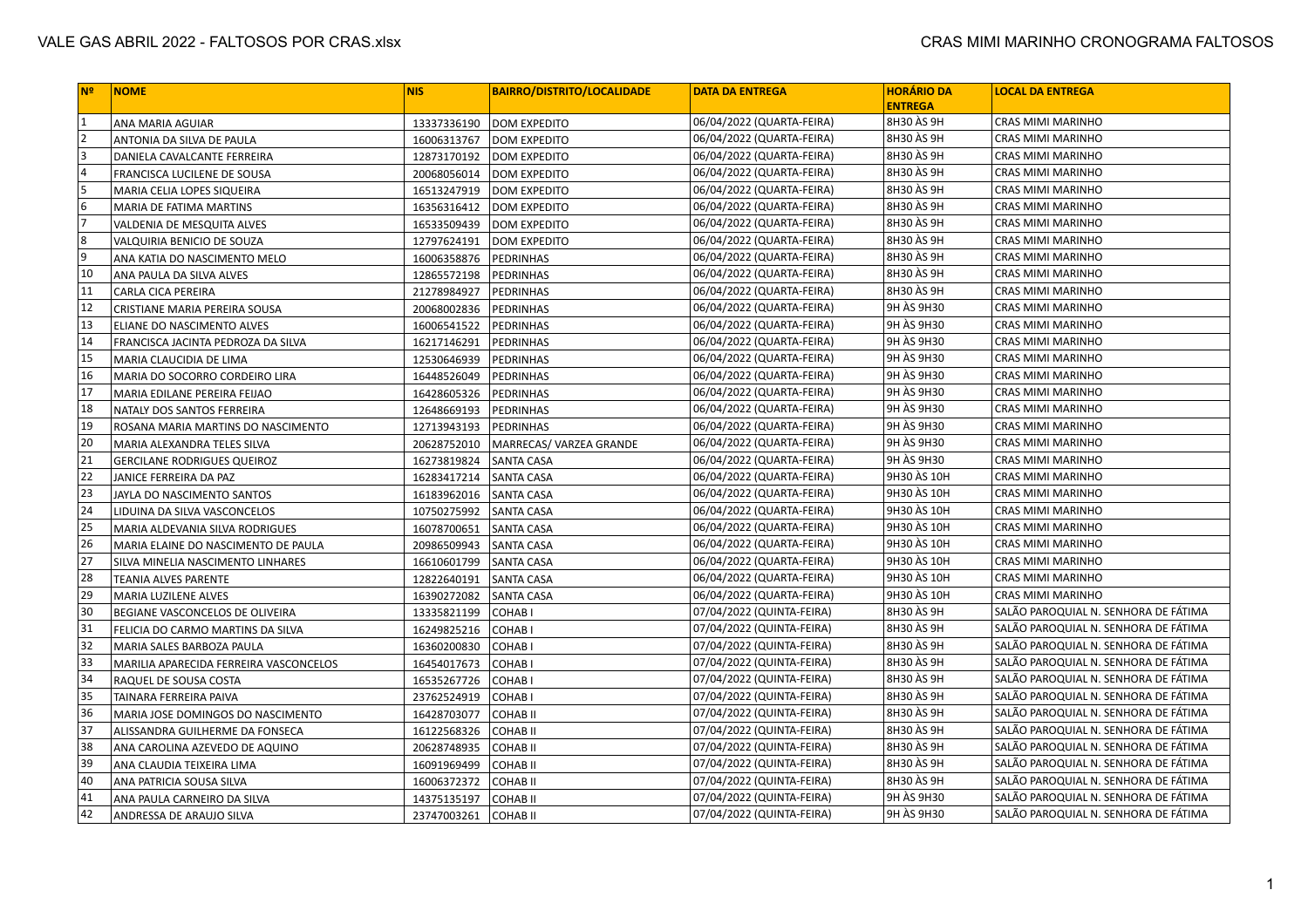VALE GAS ABRIL 2022 - FALTOSOS POR CRAS.xlsx

CRAS MIMI MARINHO CRONOGRAMA FALTOSOS

| Nº | NOME | NIS | BAIRRO/DISTRITO/LOCALIDADE | DATA DA ENTREGA | HORÁRIO DA ENTREGA | LOCAL DA ENTREGA |
|---|---|---|---|---|---|---|
| 1 | ANA MARIA AGUIAR | 13337336190 | DOM EXPEDITO | 06/04/2022 (QUARTA-FEIRA) | 8H30 ÀS 9H | CRAS MIMI MARINHO |
| 2 | ANTONIA DA SILVA DE PAULA | 16006313767 | DOM EXPEDITO | 06/04/2022 (QUARTA-FEIRA) | 8H30 ÀS 9H | CRAS MIMI MARINHO |
| 3 | DANIELA CAVALCANTE FERREIRA | 12873170192 | DOM EXPEDITO | 06/04/2022 (QUARTA-FEIRA) | 8H30 ÀS 9H | CRAS MIMI MARINHO |
| 4 | FRANCISCA LUCILENE DE SOUSA | 20068056014 | DOM EXPEDITO | 06/04/2022 (QUARTA-FEIRA) | 8H30 ÀS 9H | CRAS MIMI MARINHO |
| 5 | MARIA CELIA LOPES SIQUEIRA | 16513247919 | DOM EXPEDITO | 06/04/2022 (QUARTA-FEIRA) | 8H30 ÀS 9H | CRAS MIMI MARINHO |
| 6 | MARIA DE FATIMA MARTINS | 16356316412 | DOM EXPEDITO | 06/04/2022 (QUARTA-FEIRA) | 8H30 ÀS 9H | CRAS MIMI MARINHO |
| 7 | VALDENIA DE MESQUITA ALVES | 16533509439 | DOM EXPEDITO | 06/04/2022 (QUARTA-FEIRA) | 8H30 ÀS 9H | CRAS MIMI MARINHO |
| 8 | VALQUIRIA BENICIO DE SOUZA | 12797624191 | DOM EXPEDITO | 06/04/2022 (QUARTA-FEIRA) | 8H30 ÀS 9H | CRAS MIMI MARINHO |
| 9 | ANA KATIA DO NASCIMENTO MELO | 16006358876 | PEDRINHAS | 06/04/2022 (QUARTA-FEIRA) | 8H30 ÀS 9H | CRAS MIMI MARINHO |
| 10 | ANA PAULA DA SILVA ALVES | 12865572198 | PEDRINHAS | 06/04/2022 (QUARTA-FEIRA) | 8H30 ÀS 9H | CRAS MIMI MARINHO |
| 11 | CARLA CICA PEREIRA | 21278984927 | PEDRINHAS | 06/04/2022 (QUARTA-FEIRA) | 8H30 ÀS 9H | CRAS MIMI MARINHO |
| 12 | CRISTIANE MARIA PEREIRA SOUSA | 20068002836 | PEDRINHAS | 06/04/2022 (QUARTA-FEIRA) | 9H ÀS 9H30 | CRAS MIMI MARINHO |
| 13 | ELIANE DO NASCIMENTO ALVES | 16006541522 | PEDRINHAS | 06/04/2022 (QUARTA-FEIRA) | 9H ÀS 9H30 | CRAS MIMI MARINHO |
| 14 | FRANCISCA JACINTA PEDROZA DA SILVA | 16217146291 | PEDRINHAS | 06/04/2022 (QUARTA-FEIRA) | 9H ÀS 9H30 | CRAS MIMI MARINHO |
| 15 | MARIA CLAUCIDIA DE LIMA | 12530646939 | PEDRINHAS | 06/04/2022 (QUARTA-FEIRA) | 9H ÀS 9H30 | CRAS MIMI MARINHO |
| 16 | MARIA DO SOCORRO CORDEIRO LIRA | 16448526049 | PEDRINHAS | 06/04/2022 (QUARTA-FEIRA) | 9H ÀS 9H30 | CRAS MIMI MARINHO |
| 17 | MARIA EDILANE PEREIRA FEIJAO | 16428605326 | PEDRINHAS | 06/04/2022 (QUARTA-FEIRA) | 9H ÀS 9H30 | CRAS MIMI MARINHO |
| 18 | NATALY DOS SANTOS FERREIRA | 12648669193 | PEDRINHAS | 06/04/2022 (QUARTA-FEIRA) | 9H ÀS 9H30 | CRAS MIMI MARINHO |
| 19 | ROSANA MARIA MARTINS DO NASCIMENTO | 12713943193 | PEDRINHAS | 06/04/2022 (QUARTA-FEIRA) | 9H ÀS 9H30 | CRAS MIMI MARINHO |
| 20 | MARIA ALEXANDRA TELES SILVA | 20628752010 | MARRECAS/ VARZEA GRANDE | 06/04/2022 (QUARTA-FEIRA) | 9H ÀS 9H30 | CRAS MIMI MARINHO |
| 21 | GERCILANE RODRIGUES QUEIROZ | 16273819824 | SANTA CASA | 06/04/2022 (QUARTA-FEIRA) | 9H ÀS 9H30 | CRAS MIMI MARINHO |
| 22 | JANICE FERREIRA DA PAZ | 16283417214 | SANTA CASA | 06/04/2022 (QUARTA-FEIRA) | 9H30 ÀS 10H | CRAS MIMI MARINHO |
| 23 | JAYLA DO NASCIMENTO SANTOS | 16183962016 | SANTA CASA | 06/04/2022 (QUARTA-FEIRA) | 9H30 ÀS 10H | CRAS MIMI MARINHO |
| 24 | LIDUINA DA SILVA VASCONCELOS | 10750275992 | SANTA CASA | 06/04/2022 (QUARTA-FEIRA) | 9H30 ÀS 10H | CRAS MIMI MARINHO |
| 25 | MARIA ALDEVANIA SILVA RODRIGUES | 16078700651 | SANTA CASA | 06/04/2022 (QUARTA-FEIRA) | 9H30 ÀS 10H | CRAS MIMI MARINHO |
| 26 | MARIA ELAINE DO NASCIMENTO DE PAULA | 20986509943 | SANTA CASA | 06/04/2022 (QUARTA-FEIRA) | 9H30 ÀS 10H | CRAS MIMI MARINHO |
| 27 | SILVA MINELIA NASCIMENTO LINHARES | 16610601799 | SANTA CASA | 06/04/2022 (QUARTA-FEIRA) | 9H30 ÀS 10H | CRAS MIMI MARINHO |
| 28 | TEANIA ALVES PARENTE | 12822640191 | SANTA CASA | 06/04/2022 (QUARTA-FEIRA) | 9H30 ÀS 10H | CRAS MIMI MARINHO |
| 29 | MARIA LUZILENE ALVES | 16390272082 | SANTA CASA | 06/04/2022 (QUARTA-FEIRA) | 9H30 ÀS 10H | CRAS MIMI MARINHO |
| 30 | BEGIANE VASCONCELOS DE OLIVEIRA | 13335821199 | COHAB I | 07/04/2022 (QUINTA-FEIRA) | 8H30 ÀS 9H | SALÃO PAROQUIAL N. SENHORA DE FÁTIMA |
| 31 | FELICIA DO CARMO MARTINS DA SILVA | 16249825216 | COHAB I | 07/04/2022 (QUINTA-FEIRA) | 8H30 ÀS 9H | SALÃO PAROQUIAL N. SENHORA DE FÁTIMA |
| 32 | MARIA SALES BARBOZA PAULA | 16360200830 | COHAB I | 07/04/2022 (QUINTA-FEIRA) | 8H30 ÀS 9H | SALÃO PAROQUIAL N. SENHORA DE FÁTIMA |
| 33 | MARILIA APARECIDA FERREIRA VASCONCELOS | 16454017673 | COHAB I | 07/04/2022 (QUINTA-FEIRA) | 8H30 ÀS 9H | SALÃO PAROQUIAL N. SENHORA DE FÁTIMA |
| 34 | RAQUEL DE SOUSA COSTA | 16535267726 | COHAB I | 07/04/2022 (QUINTA-FEIRA) | 8H30 ÀS 9H | SALÃO PAROQUIAL N. SENHORA DE FÁTIMA |
| 35 | TAINARA FERREIRA PAIVA | 23762524919 | COHAB I | 07/04/2022 (QUINTA-FEIRA) | 8H30 ÀS 9H | SALÃO PAROQUIAL N. SENHORA DE FÁTIMA |
| 36 | MARIA JOSE DOMINGOS DO NASCIMENTO | 16428703077 | COHAB II | 07/04/2022 (QUINTA-FEIRA) | 8H30 ÀS 9H | SALÃO PAROQUIAL N. SENHORA DE FÁTIMA |
| 37 | ALISSANDRA GUILHERME DA FONSECA | 16122568326 | COHAB II | 07/04/2022 (QUINTA-FEIRA) | 8H30 ÀS 9H | SALÃO PAROQUIAL N. SENHORA DE FÁTIMA |
| 38 | ANA CAROLINA AZEVEDO DE AQUINO | 20628748935 | COHAB II | 07/04/2022 (QUINTA-FEIRA) | 8H30 ÀS 9H | SALÃO PAROQUIAL N. SENHORA DE FÁTIMA |
| 39 | ANA CLAUDIA TEIXEIRA LIMA | 16091969499 | COHAB II | 07/04/2022 (QUINTA-FEIRA) | 8H30 ÀS 9H | SALÃO PAROQUIAL N. SENHORA DE FÁTIMA |
| 40 | ANA PATRICIA SOUSA SILVA | 16006372372 | COHAB II | 07/04/2022 (QUINTA-FEIRA) | 8H30 ÀS 9H | SALÃO PAROQUIAL N. SENHORA DE FÁTIMA |
| 41 | ANA PAULA CARNEIRO DA SILVA | 14375135197 | COHAB II | 07/04/2022 (QUINTA-FEIRA) | 9H ÀS 9H30 | SALÃO PAROQUIAL N. SENHORA DE FÁTIMA |
| 42 | ANDRESSA DE ARAUJO SILVA | 23747003261 | COHAB II | 07/04/2022 (QUINTA-FEIRA) | 9H ÀS 9H30 | SALÃO PAROQUIAL N. SENHORA DE FÁTIMA |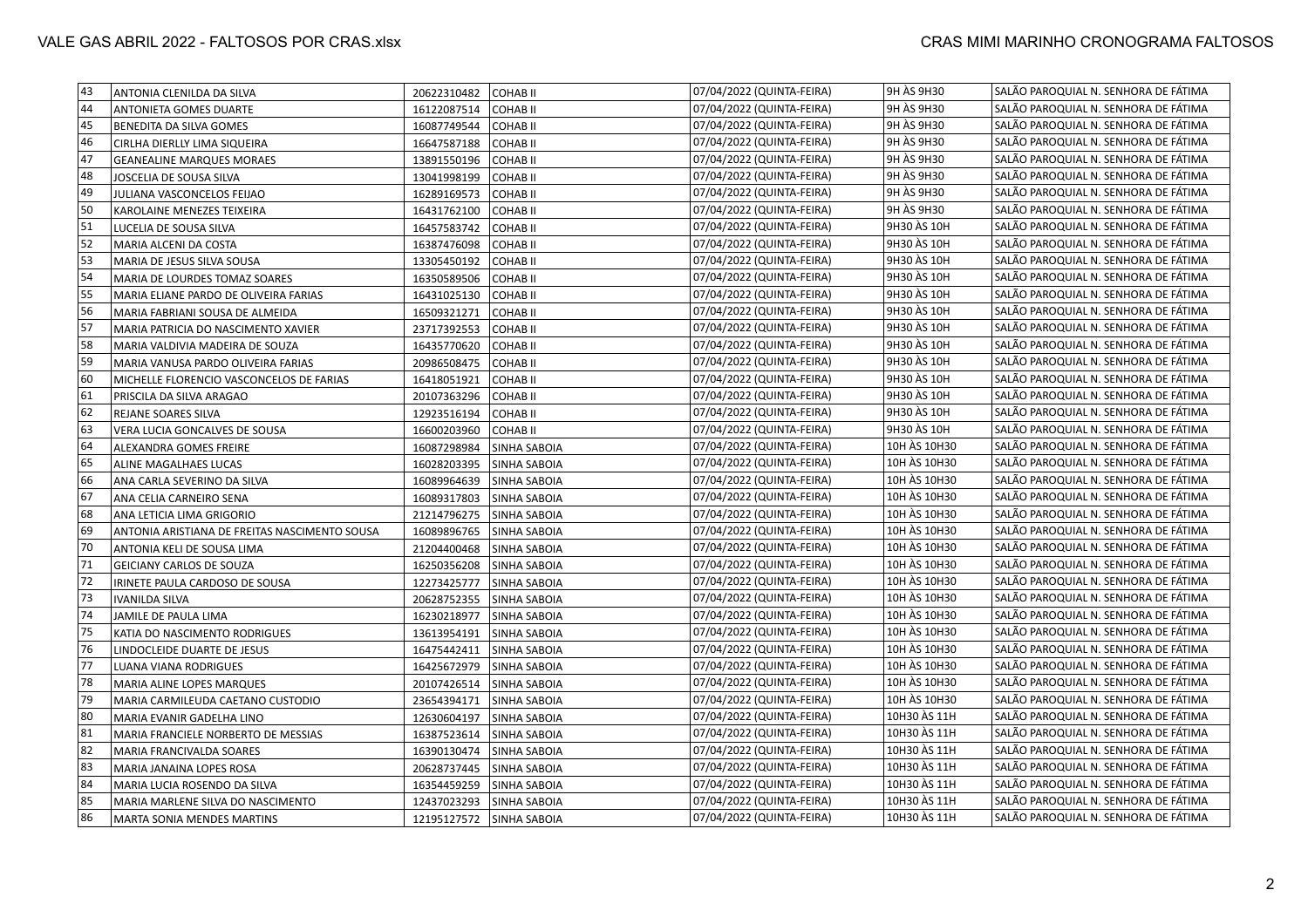| | | | | | | |
|---|---|---|---|---|---|---|
| 43 | ANTONIA CLENILDA DA SILVA | 20622310482 | COHAB II | 07/04/2022 (QUINTA-FEIRA) | 9H ÀS 9H30 | SALÃO PAROQUIAL N. SENHORA DE FÁTIMA |
| 44 | ANTONIETA GOMES DUARTE | 16122087514 | COHAB II | 07/04/2022 (QUINTA-FEIRA) | 9H ÀS 9H30 | SALÃO PAROQUIAL N. SENHORA DE FÁTIMA |
| 45 | BENEDITA DA SILVA GOMES | 16087749544 | COHAB II | 07/04/2022 (QUINTA-FEIRA) | 9H ÀS 9H30 | SALÃO PAROQUIAL N. SENHORA DE FÁTIMA |
| 46 | CIRLHA DIERLLY LIMA SIQUEIRA | 16647587188 | COHAB II | 07/04/2022 (QUINTA-FEIRA) | 9H ÀS 9H30 | SALÃO PAROQUIAL N. SENHORA DE FÁTIMA |
| 47 | GEANEALINE MARQUES MORAES | 13891550196 | COHAB II | 07/04/2022 (QUINTA-FEIRA) | 9H ÀS 9H30 | SALÃO PAROQUIAL N. SENHORA DE FÁTIMA |
| 48 | JOSCELIA DE SOUSA SILVA | 13041998199 | COHAB II | 07/04/2022 (QUINTA-FEIRA) | 9H ÀS 9H30 | SALÃO PAROQUIAL N. SENHORA DE FÁTIMA |
| 49 | JULIANA VASCONCELOS FEIJAO | 16289169573 | COHAB II | 07/04/2022 (QUINTA-FEIRA) | 9H ÀS 9H30 | SALÃO PAROQUIAL N. SENHORA DE FÁTIMA |
| 50 | KAROLAINE MENEZES TEIXEIRA | 16431762100 | COHAB II | 07/04/2022 (QUINTA-FEIRA) | 9H ÀS 9H30 | SALÃO PAROQUIAL N. SENHORA DE FÁTIMA |
| 51 | LUCELIA DE SOUSA SILVA | 16457583742 | COHAB II | 07/04/2022 (QUINTA-FEIRA) | 9H30 ÀS 10H | SALÃO PAROQUIAL N. SENHORA DE FÁTIMA |
| 52 | MARIA ALCENI DA COSTA | 16387476098 | COHAB II | 07/04/2022 (QUINTA-FEIRA) | 9H30 ÀS 10H | SALÃO PAROQUIAL N. SENHORA DE FÁTIMA |
| 53 | MARIA DE JESUS SILVA SOUSA | 13305450192 | COHAB II | 07/04/2022 (QUINTA-FEIRA) | 9H30 ÀS 10H | SALÃO PAROQUIAL N. SENHORA DE FÁTIMA |
| 54 | MARIA DE LOURDES TOMAZ SOARES | 16350589506 | COHAB II | 07/04/2022 (QUINTA-FEIRA) | 9H30 ÀS 10H | SALÃO PAROQUIAL N. SENHORA DE FÁTIMA |
| 55 | MARIA ELIANE PARDO DE OLIVEIRA FARIAS | 16431025130 | COHAB II | 07/04/2022 (QUINTA-FEIRA) | 9H30 ÀS 10H | SALÃO PAROQUIAL N. SENHORA DE FÁTIMA |
| 56 | MARIA FABRIANI SOUSA DE ALMEIDA | 16509321271 | COHAB II | 07/04/2022 (QUINTA-FEIRA) | 9H30 ÀS 10H | SALÃO PAROQUIAL N. SENHORA DE FÁTIMA |
| 57 | MARIA PATRICIA DO NASCIMENTO XAVIER | 23717392553 | COHAB II | 07/04/2022 (QUINTA-FEIRA) | 9H30 ÀS 10H | SALÃO PAROQUIAL N. SENHORA DE FÁTIMA |
| 58 | MARIA VALDIVIA MADEIRA DE SOUZA | 16435770620 | COHAB II | 07/04/2022 (QUINTA-FEIRA) | 9H30 ÀS 10H | SALÃO PAROQUIAL N. SENHORA DE FÁTIMA |
| 59 | MARIA VANUSA PARDO OLIVEIRA FARIAS | 20986508475 | COHAB II | 07/04/2022 (QUINTA-FEIRA) | 9H30 ÀS 10H | SALÃO PAROQUIAL N. SENHORA DE FÁTIMA |
| 60 | MICHELLE FLORENCIO VASCONCELOS DE FARIAS | 16418051921 | COHAB II | 07/04/2022 (QUINTA-FEIRA) | 9H30 ÀS 10H | SALÃO PAROQUIAL N. SENHORA DE FÁTIMA |
| 61 | PRISCILA DA SILVA ARAGAO | 20107363296 | COHAB II | 07/04/2022 (QUINTA-FEIRA) | 9H30 ÀS 10H | SALÃO PAROQUIAL N. SENHORA DE FÁTIMA |
| 62 | REJANE SOARES SILVA | 12923516194 | COHAB II | 07/04/2022 (QUINTA-FEIRA) | 9H30 ÀS 10H | SALÃO PAROQUIAL N. SENHORA DE FÁTIMA |
| 63 | VERA LUCIA GONCALVES DE SOUSA | 16600203960 | COHAB II | 07/04/2022 (QUINTA-FEIRA) | 9H30 ÀS 10H | SALÃO PAROQUIAL N. SENHORA DE FÁTIMA |
| 64 | ALEXANDRA GOMES FREIRE | 16087298984 | SINHA SABOIA | 07/04/2022 (QUINTA-FEIRA) | 10H ÀS 10H30 | SALÃO PAROQUIAL N. SENHORA DE FÁTIMA |
| 65 | ALINE MAGALHAES LUCAS | 16028203395 | SINHA SABOIA | 07/04/2022 (QUINTA-FEIRA) | 10H ÀS 10H30 | SALÃO PAROQUIAL N. SENHORA DE FÁTIMA |
| 66 | ANA CARLA SEVERINO DA SILVA | 16089964639 | SINHA SABOIA | 07/04/2022 (QUINTA-FEIRA) | 10H ÀS 10H30 | SALÃO PAROQUIAL N. SENHORA DE FÁTIMA |
| 67 | ANA CELIA CARNEIRO SENA | 16089317803 | SINHA SABOIA | 07/04/2022 (QUINTA-FEIRA) | 10H ÀS 10H30 | SALÃO PAROQUIAL N. SENHORA DE FÁTIMA |
| 68 | ANA LETICIA LIMA GRIGORIO | 21214796275 | SINHA SABOIA | 07/04/2022 (QUINTA-FEIRA) | 10H ÀS 10H30 | SALÃO PAROQUIAL N. SENHORA DE FÁTIMA |
| 69 | ANTONIA ARISTIANA DE FREITAS NASCIMENTO SOUSA | 16089896765 | SINHA SABOIA | 07/04/2022 (QUINTA-FEIRA) | 10H ÀS 10H30 | SALÃO PAROQUIAL N. SENHORA DE FÁTIMA |
| 70 | ANTONIA KELI DE SOUSA LIMA | 21204400468 | SINHA SABOIA | 07/04/2022 (QUINTA-FEIRA) | 10H ÀS 10H30 | SALÃO PAROQUIAL N. SENHORA DE FÁTIMA |
| 71 | GEICIANY CARLOS DE SOUZA | 16250356208 | SINHA SABOIA | 07/04/2022 (QUINTA-FEIRA) | 10H ÀS 10H30 | SALÃO PAROQUIAL N. SENHORA DE FÁTIMA |
| 72 | IRINETE PAULA CARDOSO DE SOUSA | 12273425777 | SINHA SABOIA | 07/04/2022 (QUINTA-FEIRA) | 10H ÀS 10H30 | SALÃO PAROQUIAL N. SENHORA DE FÁTIMA |
| 73 | IVANILDA SILVA | 20628752355 | SINHA SABOIA | 07/04/2022 (QUINTA-FEIRA) | 10H ÀS 10H30 | SALÃO PAROQUIAL N. SENHORA DE FÁTIMA |
| 74 | JAMILE DE PAULA LIMA | 16230218977 | SINHA SABOIA | 07/04/2022 (QUINTA-FEIRA) | 10H ÀS 10H30 | SALÃO PAROQUIAL N. SENHORA DE FÁTIMA |
| 75 | KATIA DO NASCIMENTO RODRIGUES | 13613954191 | SINHA SABOIA | 07/04/2022 (QUINTA-FEIRA) | 10H ÀS 10H30 | SALÃO PAROQUIAL N. SENHORA DE FÁTIMA |
| 76 | LINDOCLEIDE DUARTE DE JESUS | 16475442411 | SINHA SABOIA | 07/04/2022 (QUINTA-FEIRA) | 10H ÀS 10H30 | SALÃO PAROQUIAL N. SENHORA DE FÁTIMA |
| 77 | LUANA VIANA RODRIGUES | 16425672979 | SINHA SABOIA | 07/04/2022 (QUINTA-FEIRA) | 10H ÀS 10H30 | SALÃO PAROQUIAL N. SENHORA DE FÁTIMA |
| 78 | MARIA ALINE LOPES MARQUES | 20107426514 | SINHA SABOIA | 07/04/2022 (QUINTA-FEIRA) | 10H ÀS 10H30 | SALÃO PAROQUIAL N. SENHORA DE FÁTIMA |
| 79 | MARIA CARMILEUDA CAETANO CUSTODIO | 23654394171 | SINHA SABOIA | 07/04/2022 (QUINTA-FEIRA) | 10H ÀS 10H30 | SALÃO PAROQUIAL N. SENHORA DE FÁTIMA |
| 80 | MARIA EVANIR GADELHA LINO | 12630604197 | SINHA SABOIA | 07/04/2022 (QUINTA-FEIRA) | 10H30 ÀS 11H | SALÃO PAROQUIAL N. SENHORA DE FÁTIMA |
| 81 | MARIA FRANCIELE NORBERTO DE MESSIAS | 16387523614 | SINHA SABOIA | 07/04/2022 (QUINTA-FEIRA) | 10H30 ÀS 11H | SALÃO PAROQUIAL N. SENHORA DE FÁTIMA |
| 82 | MARIA FRANCIVALDA SOARES | 16390130474 | SINHA SABOIA | 07/04/2022 (QUINTA-FEIRA) | 10H30 ÀS 11H | SALÃO PAROQUIAL N. SENHORA DE FÁTIMA |
| 83 | MARIA JANAINA LOPES ROSA | 20628737445 | SINHA SABOIA | 07/04/2022 (QUINTA-FEIRA) | 10H30 ÀS 11H | SALÃO PAROQUIAL N. SENHORA DE FÁTIMA |
| 84 | MARIA LUCIA ROSENDO DA SILVA | 16354459259 | SINHA SABOIA | 07/04/2022 (QUINTA-FEIRA) | 10H30 ÀS 11H | SALÃO PAROQUIAL N. SENHORA DE FÁTIMA |
| 85 | MARIA MARLENE SILVA DO NASCIMENTO | 12437023293 | SINHA SABOIA | 07/04/2022 (QUINTA-FEIRA) | 10H30 ÀS 11H | SALÃO PAROQUIAL N. SENHORA DE FÁTIMA |
| 86 | MARTA SONIA MENDES MARTINS | 12195127572 | SINHA SABOIA | 07/04/2022 (QUINTA-FEIRA) | 10H30 ÀS 11H | SALÃO PAROQUIAL N. SENHORA DE FÁTIMA |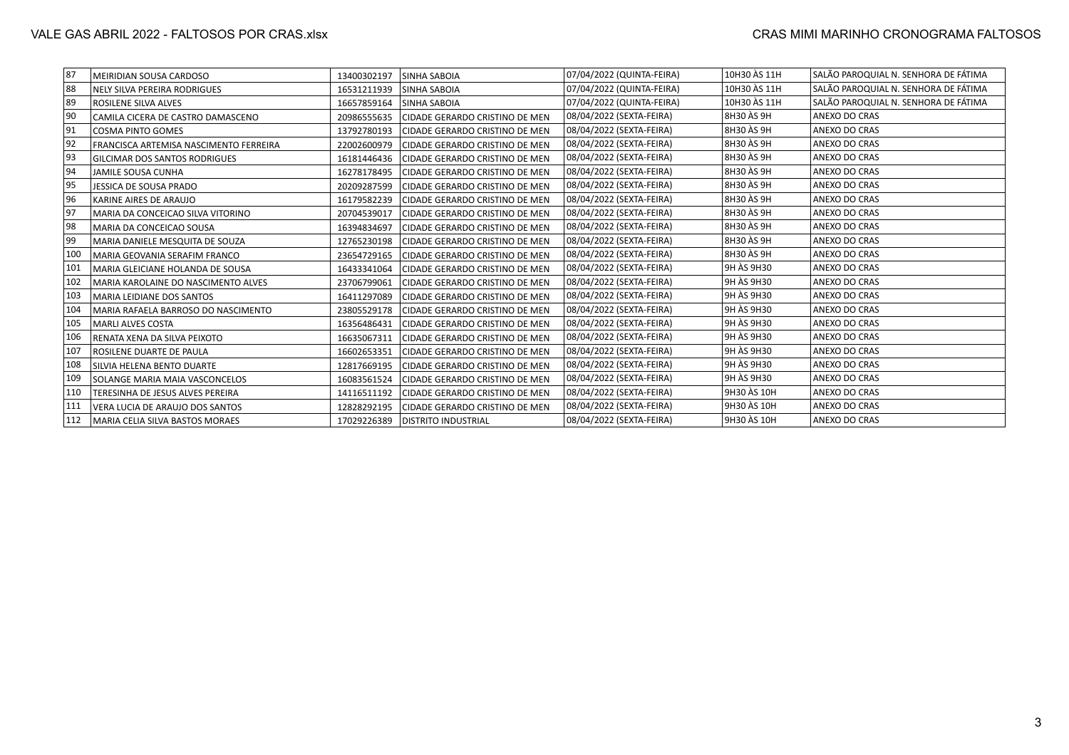| | | | | | | |
|---|---|---|---|---|---|---|
| 87 | MEIRIDIAN SOUSA CARDOSO | 13400302197 | SINHA SABOIA | 07/04/2022 (QUINTA-FEIRA) | 10H30 ÀS 11H | SALÃO PAROQUIAL N. SENHORA DE FÁTIMA |
| 88 | NELY SILVA PEREIRA RODRIGUES | 16531211939 | SINHA SABOIA | 07/04/2022 (QUINTA-FEIRA) | 10H30 ÀS 11H | SALÃO PAROQUIAL N. SENHORA DE FÁTIMA |
| 89 | ROSILENE SILVA ALVES | 16657859164 | SINHA SABOIA | 07/04/2022 (QUINTA-FEIRA) | 10H30 ÀS 11H | SALÃO PAROQUIAL N. SENHORA DE FÁTIMA |
| 90 | CAMILA CICERA DE CASTRO DAMASCENO | 20986555635 | CIDADE GERARDO CRISTINO DE MEN | 08/04/2022 (SEXTA-FEIRA) | 8H30 ÀS 9H | ANEXO DO CRAS |
| 91 | COSMA PINTO GOMES | 13792780193 | CIDADE GERARDO CRISTINO DE MEN | 08/04/2022 (SEXTA-FEIRA) | 8H30 ÀS 9H | ANEXO DO CRAS |
| 92 | FRANCISCA ARTEMISA NASCIMENTO FERREIRA | 22002600979 | CIDADE GERARDO CRISTINO DE MEN | 08/04/2022 (SEXTA-FEIRA) | 8H30 ÀS 9H | ANEXO DO CRAS |
| 93 | GILCIMAR DOS SANTOS RODRIGUES | 16181446436 | CIDADE GERARDO CRISTINO DE MEN | 08/04/2022 (SEXTA-FEIRA) | 8H30 ÀS 9H | ANEXO DO CRAS |
| 94 | JAMILE SOUSA CUNHA | 16278178495 | CIDADE GERARDO CRISTINO DE MEN | 08/04/2022 (SEXTA-FEIRA) | 8H30 ÀS 9H | ANEXO DO CRAS |
| 95 | JESSICA DE SOUSA PRADO | 20209287599 | CIDADE GERARDO CRISTINO DE MEN | 08/04/2022 (SEXTA-FEIRA) | 8H30 ÀS 9H | ANEXO DO CRAS |
| 96 | KARINE AIRES DE ARAUJO | 16179582239 | CIDADE GERARDO CRISTINO DE MEN | 08/04/2022 (SEXTA-FEIRA) | 8H30 ÀS 9H | ANEXO DO CRAS |
| 97 | MARIA DA CONCEICAO SILVA VITORINO | 20704539017 | CIDADE GERARDO CRISTINO DE MEN | 08/04/2022 (SEXTA-FEIRA) | 8H30 ÀS 9H | ANEXO DO CRAS |
| 98 | MARIA DA CONCEICAO SOUSA | 16394834697 | CIDADE GERARDO CRISTINO DE MEN | 08/04/2022 (SEXTA-FEIRA) | 8H30 ÀS 9H | ANEXO DO CRAS |
| 99 | MARIA DANIELE MESQUITA DE SOUZA | 12765230198 | CIDADE GERARDO CRISTINO DE MEN | 08/04/2022 (SEXTA-FEIRA) | 8H30 ÀS 9H | ANEXO DO CRAS |
| 100 | MARIA GEOVANIA SERAFIM FRANCO | 23654729165 | CIDADE GERARDO CRISTINO DE MEN | 08/04/2022 (SEXTA-FEIRA) | 8H30 ÀS 9H | ANEXO DO CRAS |
| 101 | MARIA GLEICIANE HOLANDA DE SOUSA | 16433341064 | CIDADE GERARDO CRISTINO DE MEN | 08/04/2022 (SEXTA-FEIRA) | 9H ÀS 9H30 | ANEXO DO CRAS |
| 102 | MARIA KAROLAINE DO NASCIMENTO ALVES | 23706799061 | CIDADE GERARDO CRISTINO DE MEN | 08/04/2022 (SEXTA-FEIRA) | 9H ÀS 9H30 | ANEXO DO CRAS |
| 103 | MARIA LEIDIANE DOS SANTOS | 16411297089 | CIDADE GERARDO CRISTINO DE MEN | 08/04/2022 (SEXTA-FEIRA) | 9H ÀS 9H30 | ANEXO DO CRAS |
| 104 | MARIA RAFAELA BARROSO DO NASCIMENTO | 23805529178 | CIDADE GERARDO CRISTINO DE MEN | 08/04/2022 (SEXTA-FEIRA) | 9H ÀS 9H30 | ANEXO DO CRAS |
| 105 | MARLI ALVES COSTA | 16356486431 | CIDADE GERARDO CRISTINO DE MEN | 08/04/2022 (SEXTA-FEIRA) | 9H ÀS 9H30 | ANEXO DO CRAS |
| 106 | RENATA XENA DA SILVA PEIXOTO | 16635067311 | CIDADE GERARDO CRISTINO DE MEN | 08/04/2022 (SEXTA-FEIRA) | 9H ÀS 9H30 | ANEXO DO CRAS |
| 107 | ROSILENE DUARTE DE PAULA | 16602653351 | CIDADE GERARDO CRISTINO DE MEN | 08/04/2022 (SEXTA-FEIRA) | 9H ÀS 9H30 | ANEXO DO CRAS |
| 108 | SILVIA HELENA BENTO DUARTE | 12817669195 | CIDADE GERARDO CRISTINO DE MEN | 08/04/2022 (SEXTA-FEIRA) | 9H ÀS 9H30 | ANEXO DO CRAS |
| 109 | SOLANGE MARIA MAIA VASCONCELOS | 16083561524 | CIDADE GERARDO CRISTINO DE MEN | 08/04/2022 (SEXTA-FEIRA) | 9H ÀS 9H30 | ANEXO DO CRAS |
| 110 | TERESINHA DE JESUS ALVES PEREIRA | 14116511192 | CIDADE GERARDO CRISTINO DE MEN | 08/04/2022 (SEXTA-FEIRA) | 9H30 ÀS 10H | ANEXO DO CRAS |
| 111 | VERA LUCIA DE ARAUJO DOS SANTOS | 12828292195 | CIDADE GERARDO CRISTINO DE MEN | 08/04/2022 (SEXTA-FEIRA) | 9H30 ÀS 10H | ANEXO DO CRAS |
| 112 | MARIA CELIA SILVA BASTOS MORAES | 17029226389 | DISTRITO INDUSTRIAL | 08/04/2022 (SEXTA-FEIRA) | 9H30 ÀS 10H | ANEXO DO CRAS |